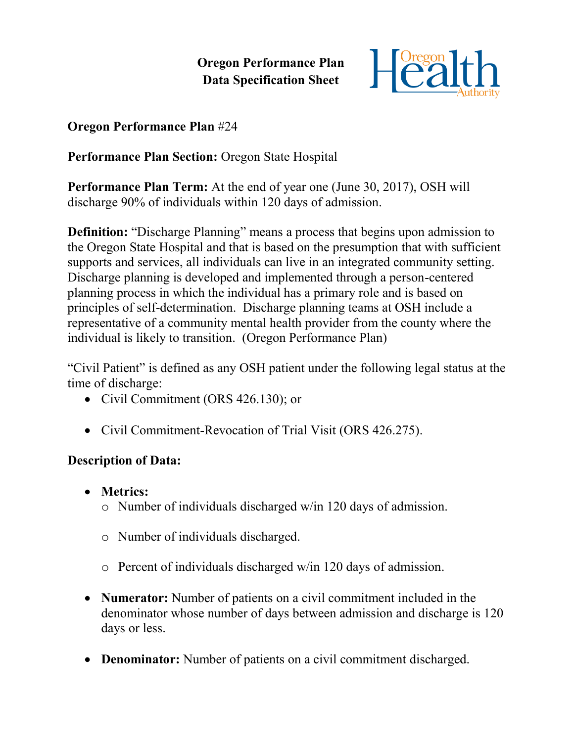**Oregon Performance Plan**
**Data Specification Sheet**

**Oregon Performance Plan** #24

**Performance Plan Section:** Oregon State Hospital

**Performance Plan Term:** At the end of year one (June 30, 2017), OSH will discharge 90% of individuals within 120 days of admission.

**Definition:** "Discharge Planning" means a process that begins upon admission to the Oregon State Hospital and that is based on the presumption that with sufficient supports and services, all individuals can live in an integrated community setting. Discharge planning is developed and implemented through a person-centered planning process in which the individual has a primary role and is based on principles of self-determination. Discharge planning teams at OSH include a representative of a community mental health provider from the county where the individual is likely to transition. (Oregon Performance Plan)

"Civil Patient" is defined as any OSH patient under the following legal status at the time of discharge:

- Civil Commitment (ORS 426.130); or
- Civil Commitment-Revocation of Trial Visit (ORS 426.275).

**Description of Data:**

- **Metrics:**
  - Number of individuals discharged w/in 120 days of admission.
  - Number of individuals discharged.
  - Percent of individuals discharged w/in 120 days of admission.
- **Numerator:** Number of patients on a civil commitment included in the denominator whose number of days between admission and discharge is 120 days or less.
- **Denominator:** Number of patients on a civil commitment discharged.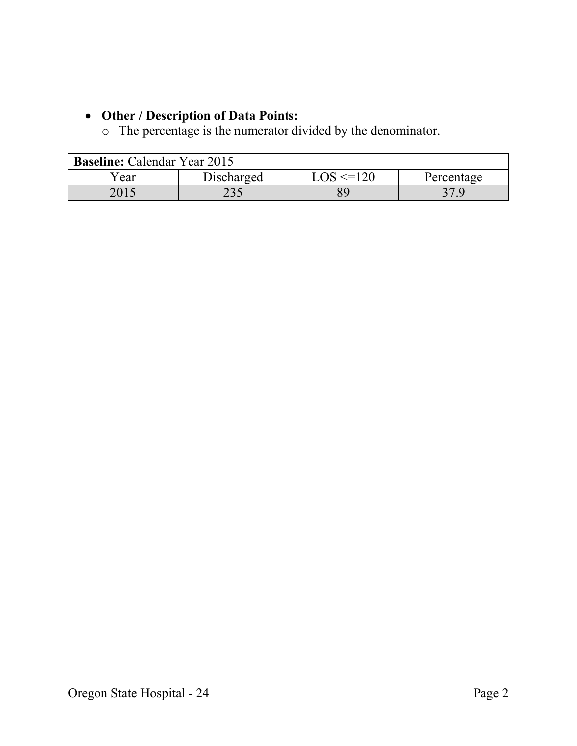- **Other / Description of Data Points:**
  - The percentage is the numerator divided by the denominator.

| **Baseline:** Calendar Year 2015 | | | |
|---|---|---|---|
| Year | Discharged | LOS <=120 | Percentage |
| 2015 | 235 | 89 | 37.9 |